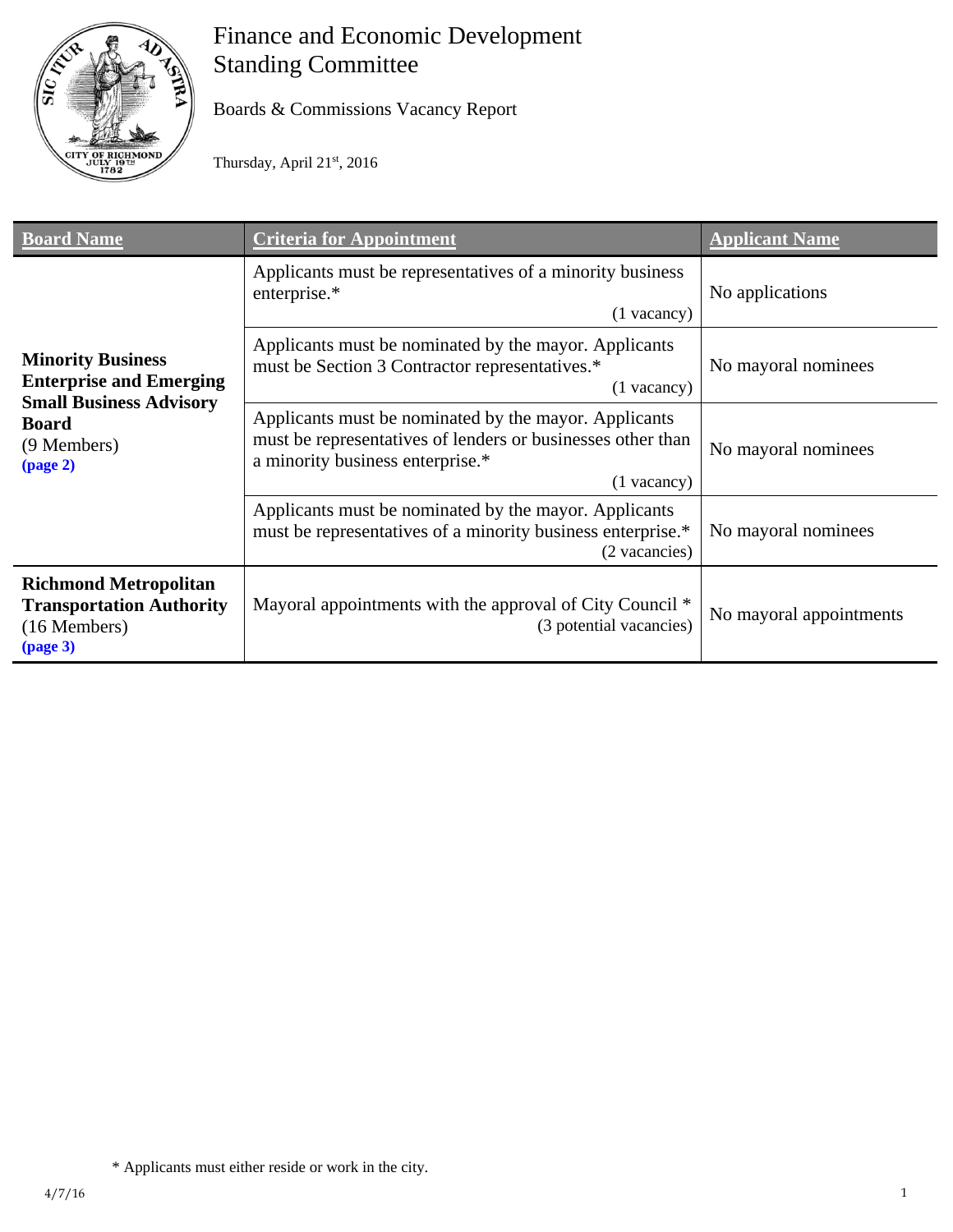# Finance and Economic Development Standing Committee

Boards & Commissions Vacancy Report

Thursday, April 21st, 2016

| Board Name | Criteria for Appointment | Applicant Name |
|---|---|---|
| **Minority Business Enterprise and Emerging Small Business Advisory Board** (9 Members) **(page 2)** | Applicants must be representatives of a minority business enterprise.* (1 vacancy) | No applications |
| | Applicants must be nominated by the mayor. Applicants must be Section 3 Contractor representatives.* (1 vacancy) | No mayoral nominees |
| | Applicants must be nominated by the mayor. Applicants must be representatives of lenders or businesses other than a minority business enterprise.* (1 vacancy) | No mayoral nominees |
| | Applicants must be nominated by the mayor. Applicants must be representatives of a minority business enterprise.* (2 vacancies) | No mayoral nominees |
| **Richmond Metropolitan Transportation Authority** (16 Members) **(page 3)** | Mayoral appointments with the approval of City Council * (3 potential vacancies) | No mayoral appointments |

* Applicants must either reside or work in the city.

4/7/16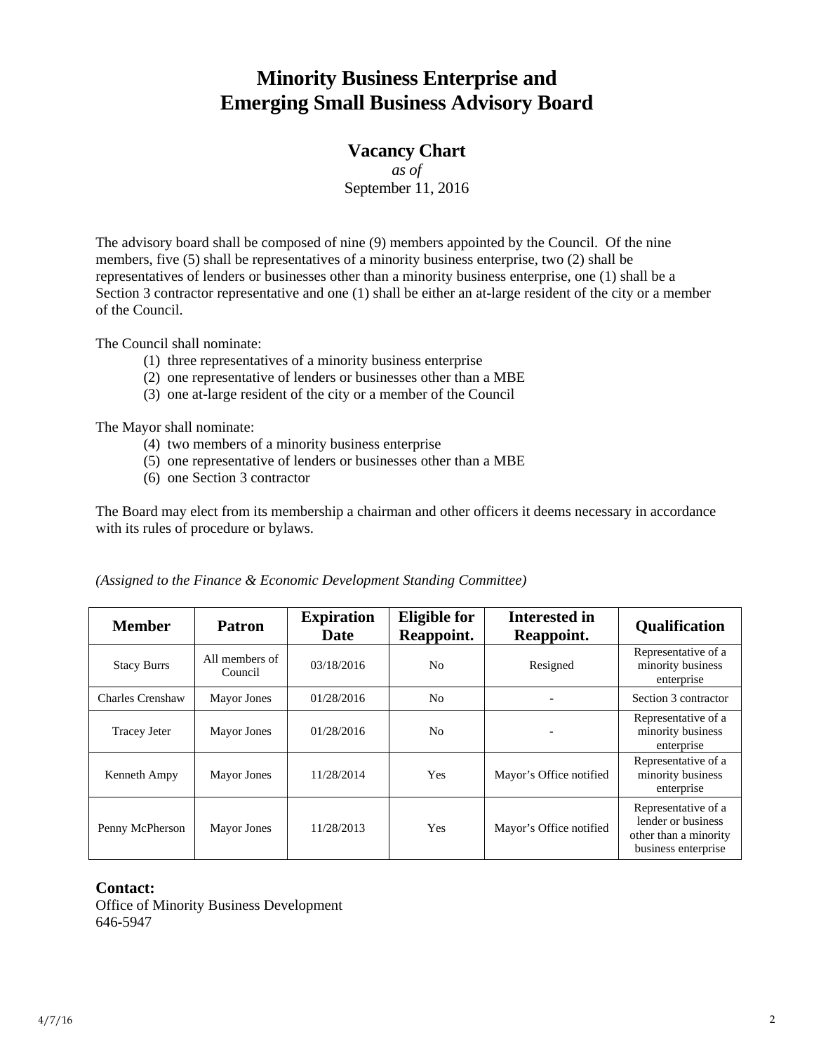# Minority Business Enterprise and Emerging Small Business Advisory Board

## Vacancy Chart

*as of*

September 11, 2016

The advisory board shall be composed of nine (9) members appointed by the Council. Of the nine members, five (5) shall be representatives of a minority business enterprise, two (2) shall be representatives of lenders or businesses other than a minority business enterprise, one (1) shall be a Section 3 contractor representative and one (1) shall be either an at-large resident of the city or a member of the Council.

The Council shall nominate:

(1) three representatives of a minority business enterprise
(2) one representative of lenders or businesses other than a MBE
(3) one at-large resident of the city or a member of the Council

The Mayor shall nominate:

(4) two members of a minority business enterprise
(5) one representative of lenders or businesses other than a MBE
(6) one Section 3 contractor

The Board may elect from its membership a chairman and other officers it deems necessary in accordance with its rules of procedure or bylaws.

*(Assigned to the Finance & Economic Development Standing Committee)*

| Member | Patron | Expiration Date | Eligible for Reappoint. | Interested in Reappoint. | Qualification |
|---|---|---|---|---|---|
| Stacy Burrs | All members of Council | 03/18/2016 | No | Resigned | Representative of a minority business enterprise |
| Charles Crenshaw | Mayor Jones | 01/28/2016 | No | - | Section 3 contractor |
| Tracey Jeter | Mayor Jones | 01/28/2016 | No | - | Representative of a minority business enterprise |
| Kenneth Ampy | Mayor Jones | 11/28/2014 | Yes | Mayor's Office notified | Representative of a minority business enterprise |
| Penny McPherson | Mayor Jones | 11/28/2013 | Yes | Mayor's Office notified | Representative of a lender or business other than a minority business enterprise |

**Contact:**
Office of Minority Business Development
646-5947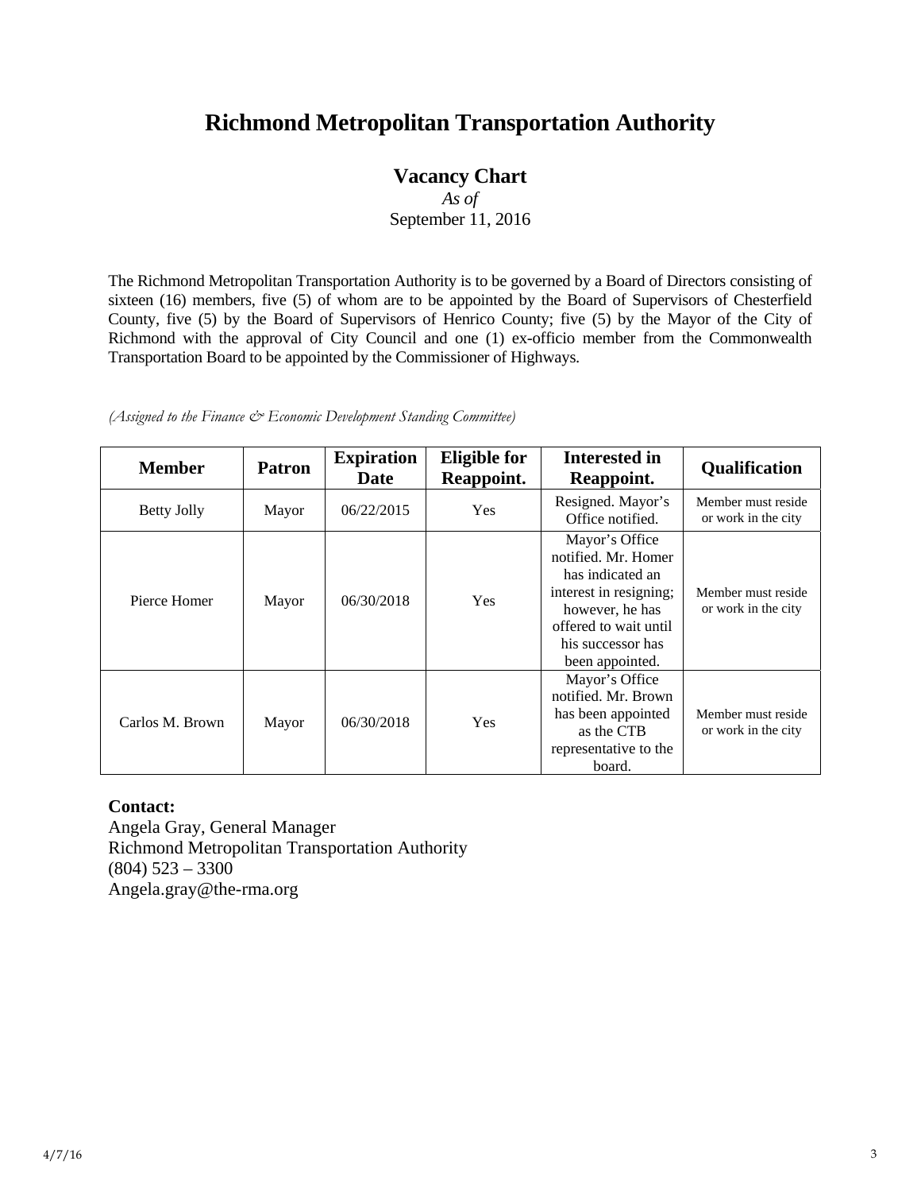# Richmond Metropolitan Transportation Authority

## Vacancy Chart

*As of*

September 11, 2016

The Richmond Metropolitan Transportation Authority is to be governed by a Board of Directors consisting of sixteen (16) members, five (5) of whom are to be appointed by the Board of Supervisors of Chesterfield County, five (5) by the Board of Supervisors of Henrico County; five (5) by the Mayor of the City of Richmond with the approval of City Council and one (1) ex-officio member from the Commonwealth Transportation Board to be appointed by the Commissioner of Highways.

*(Assigned to the Finance & Economic Development Standing Committee)*

| Member | Patron | Expiration Date | Eligible for Reappoint. | Interested in Reappoint. | Qualification |
|---|---|---|---|---|---|
| Betty Jolly | Mayor | 06/22/2015 | Yes | Resigned. Mayor's Office notified. | Member must reside or work in the city |
| Pierce Homer | Mayor | 06/30/2018 | Yes | Mayor's Office notified. Mr. Homer has indicated an interest in resigning; however, he has offered to wait until his successor has been appointed. | Member must reside or work in the city |
| Carlos M. Brown | Mayor | 06/30/2018 | Yes | Mayor's Office notified. Mr. Brown has been appointed as the CTB representative to the board. | Member must reside or work in the city |

**Contact:**
Angela Gray, General Manager
Richmond Metropolitan Transportation Authority
(804) 523 – 3300
Angela.gray@the-rma.org